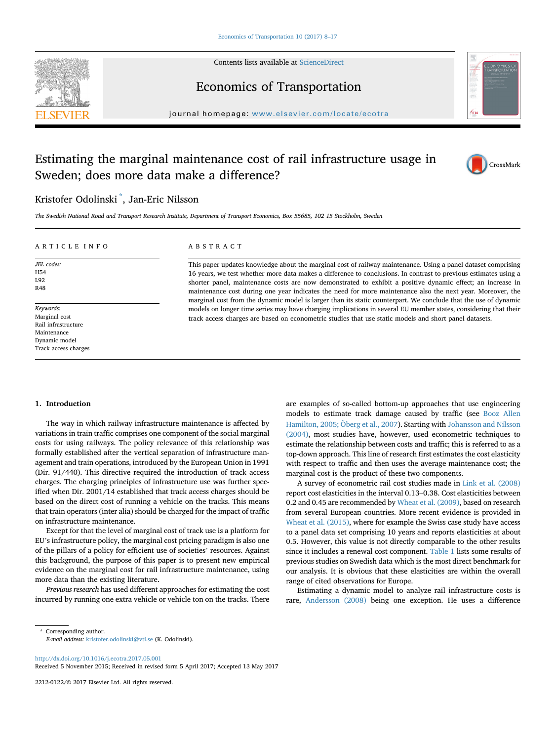# Estimating the marginal maintenance cost of rail infrastructure usage in Sweden; does more data make a difference?

Kristofer Odolinski*, Jan-Eric Nilsson

*The Swedish National Road and Transport Research Institute, Department of Transport Economics, Box 55685, 102 15 Stockholm, Sweden*

## ARTICLE INFO

*JEL codes:*
H54
L92
R48

*Keywords:*
Marginal cost
Rail infrastructure
Maintenance
Dynamic model
Track access charges

## ABSTRACT

This paper updates knowledge about the marginal cost of railway maintenance. Using a panel dataset comprising 16 years, we test whether more data makes a difference to conclusions. In contrast to previous estimates using a shorter panel, maintenance costs are now demonstrated to exhibit a positive dynamic effect; an increase in maintenance cost during one year indicates the need for more maintenance also the next year. Moreover, the marginal cost from the dynamic model is larger than its static counterpart. We conclude that the use of dynamic models on longer time series may have charging implications in several EU member states, considering that their track access charges are based on econometric studies that use static models and short panel datasets.

## 1. Introduction

The way in which railway infrastructure maintenance is affected by variations in train traffic comprises one component of the social marginal costs for using railways. The policy relevance of this relationship was formally established after the vertical separation of infrastructure management and train operations, introduced by the European Union in 1991 (Dir. 91/440). This directive required the introduction of track access charges. The charging principles of infrastructure use was further specified when Dir. 2001/14 established that track access charges should be based on the direct cost of running a vehicle on the tracks. This means that train operators (inter alia) should be charged for the impact of traffic on infrastructure maintenance.

Except for that the level of marginal cost of track use is a platform for EU's infrastructure policy, the marginal cost pricing paradigm is also one of the pillars of a policy for efficient use of societies' resources. Against this background, the purpose of this paper is to present new empirical evidence on the marginal cost for rail infrastructure maintenance, using more data than the existing literature.

*Previous research* has used different approaches for estimating the cost incurred by running one extra vehicle or vehicle ton on the tracks. There are examples of so-called bottom-up approaches that use engineering models to estimate track damage caused by traffic (see Booz Allen Hamilton, 2005; Öberg et al., 2007). Starting with Johansson and Nilsson (2004), most studies have, however, used econometric techniques to estimate the relationship between costs and traffic; this is referred to as a top-down approach. This line of research first estimates the cost elasticity with respect to traffic and then uses the average maintenance cost; the marginal cost is the product of these two components.

A survey of econometric rail cost studies made in Link et al. (2008) report cost elasticities in the interval 0.13–0.38. Cost elasticities between 0.2 and 0.45 are recommended by Wheat et al. (2009), based on research from several European countries. More recent evidence is provided in Wheat et al. (2015), where for example the Swiss case study have access to a panel data set comprising 10 years and reports elasticities at about 0.5. However, this value is not directly comparable to the other results since it includes a renewal cost component. Table 1 lists some results of previous studies on Swedish data which is the most direct benchmark for our analysis. It is obvious that these elasticities are within the overall range of cited observations for Europe.

Estimating a dynamic model to analyze rail infrastructure costs is rare, Andersson (2008) being one exception. He uses a difference

---

* Corresponding author.
*E-mail address:* kristofer.odolinski@vti.se (K. Odolinski).

http://dx.doi.org/10.1016/j.ecotra.2017.05.001
Received 5 November 2015; Received in revised form 5 April 2017; Accepted 13 May 2017

2212-0122/© 2017 Elsevier Ltd. All rights reserved.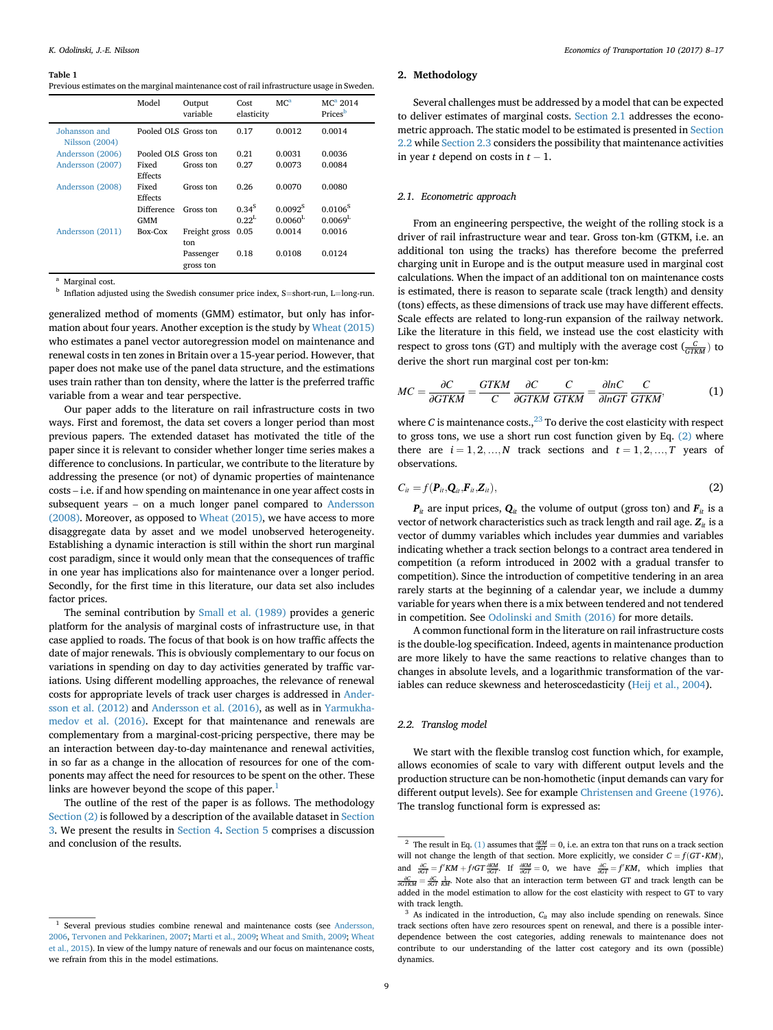**Table 1**
Previous estimates on the marginal maintenance cost of rail infrastructure usage in Sweden.

| | Model | Output variable | Cost elasticity | MC[a] | MC[a] 2014 Prices[b] |
|---|---|---|---|---|---|
| Johansson and Nilsson (2004) | Pooled OLS | Gross ton | 0.17 | 0.0012 | 0.0014 |
| Andersson (2006) | Pooled OLS | Gross ton | 0.21 | 0.0031 | 0.0036 |
| Andersson (2007) | Fixed Effects | Gross ton | 0.27 | 0.0073 | 0.0084 |
| Andersson (2008) | Fixed Effects | Gross ton | 0.26 | 0.0070 | 0.0080 |
| | Difference GMM | Gross ton | 0.34[S] 0.22[L] | 0.0092[S] 0.0060[L] | 0.0106[S] 0.0069[L] |
| Andersson (2011) | Box-Cox | Freight gross ton | 0.05 | 0.0014 | 0.0016 |
| | | Passenger gross ton | 0.18 | 0.0108 | 0.0124 |

[a] Marginal cost.
[b] Inflation adjusted using the Swedish consumer price index, S=short-run, L=long-run.

generalized method of moments (GMM) estimator, but only has information about four years. Another exception is the study by Wheat (2015) who estimates a panel vector autoregression model on maintenance and renewal costs in ten zones in Britain over a 15-year period. However, that paper does not make use of the panel data structure, and the estimations uses train rather than ton density, where the latter is the preferred traffic variable from a wear and tear perspective.

Our paper adds to the literature on rail infrastructure costs in two ways. First and foremost, the data set covers a longer period than most previous papers. The extended dataset has motivated the title of the paper since it is relevant to consider whether longer time series makes a difference to conclusions. In particular, we contribute to the literature by addressing the presence (or not) of dynamic properties of maintenance costs – i.e. if and how spending on maintenance in one year affect costs in subsequent years – on a much longer panel compared to Andersson (2008). Moreover, as opposed to Wheat (2015), we have access to more disaggregate data by asset and we model unobserved heterogeneity. Establishing a dynamic interaction is still within the short run marginal cost paradigm, since it would only mean that the consequences of traffic in one year has implications also for maintenance over a longer period. Secondly, for the first time in this literature, our data set also includes factor prices.

The seminal contribution by Small et al. (1989) provides a generic platform for the analysis of marginal costs of infrastructure use, in that case applied to roads. The focus of that book is on how traffic affects the date of major renewals. This is obviously complementary to our focus on variations in spending on day to day activities generated by traffic variations. Using different modelling approaches, the relevance of renewal costs for appropriate levels of track user charges is addressed in Andersson et al. (2012) and Andersson et al. (2016), as well as in Yarmukhamedov et al. (2016). Except for that maintenance and renewals are complementary from a marginal-cost-pricing perspective, there may be an interaction between day-to-day maintenance and renewal activities, in so far as a change in the allocation of resources for one of the components may affect the need for resources to be spent on the other. These links are however beyond the scope of this paper.[1]

The outline of the rest of the paper is as follows. The methodology Section (2) is followed by a description of the available dataset in Section 3. We present the results in Section 4. Section 5 comprises a discussion and conclusion of the results.

[1] Several previous studies combine renewal and maintenance costs (see Andersson, 2006, Tervonen and Pekkarinen, 2007; Marti et al., 2009; Wheat and Smith, 2009; Wheat et al., 2015). In view of the lumpy nature of renewals and our focus on maintenance costs, we refrain from this in the model estimations.

## 2. Methodology

Several challenges must be addressed by a model that can be expected to deliver estimates of marginal costs. Section 2.1 addresses the econometric approach. The static model to be estimated is presented in Section 2.2 while Section 2.3 considers the possibility that maintenance activities in year $t$ depend on costs in $t-1$.

### 2.1. Econometric approach

From an engineering perspective, the weight of the rolling stock is a driver of rail infrastructure wear and tear. Gross ton-km (GTKM, i.e. an additional ton using the tracks) has therefore become the preferred charging unit in Europe and is the output measure used in marginal cost calculations. When the impact of an additional ton on maintenance costs is estimated, there is reason to separate scale (track length) and density (tons) effects, as these dimensions of track use may have different effects. Scale effects are related to long-run expansion of the railway network. Like the literature in this field, we instead use the cost elasticity with respect to gross tons (GT) and multiply with the average cost ($\frac{C}{GTKM}$) to derive the short run marginal cost per ton-km:

$$MC = \frac{\partial C}{\partial GTKM} = \frac{GTKM}{C}\frac{\partial C}{\partial GTKM}\frac{C}{GTKM} = \frac{\partial lnC}{\partial lnGT}\frac{C}{GTKM}, \tag{1}$$

where $C$ is maintenance costs.,[2,3] To derive the cost elasticity with respect to gross tons, we use a short run cost function given by Eq. (2) where there are $i = 1, 2, \ldots, N$ track sections and $t = 1, 2, \ldots, T$ years of observations.

$$C_{it} = f(\boldsymbol{P}_{it}, \boldsymbol{Q}_{it}, \boldsymbol{F}_{it}, \boldsymbol{Z}_{it}), \tag{2}$$

$\boldsymbol{P}_{it}$ are input prices, $\boldsymbol{Q}_{it}$ the volume of output (gross ton) and $\boldsymbol{F}_{it}$ is a vector of network characteristics such as track length and rail age. $\boldsymbol{Z}_{it}$ is a vector of dummy variables which includes year dummies and variables indicating whether a track section belongs to a contract area tendered in competition (a reform introduced in 2002 with a gradual transfer to competition). Since the introduction of competitive tendering in an area rarely starts at the beginning of a calendar year, we include a dummy variable for years when there is a mix between tendered and not tendered in competition. See Odolinski and Smith (2016) for more details.

A common functional form in the literature on rail infrastructure costs is the double-log specification. Indeed, agents in maintenance production are more likely to have the same reactions to relative changes than to changes in absolute levels, and a logarithmic transformation of the variables can reduce skewness and heteroscedasticity (Heij et al., 2004).

### 2.2. Translog model

We start with the flexible translog cost function which, for example, allows economies of scale to vary with different output levels and the production structure can be non-homothetic (input demands can vary for different output levels). See for example Christensen and Greene (1976). The translog functional form is expressed as:

[2] The result in Eq. (1) assumes that $\frac{\partial KM}{\partial GT} = 0$, i.e. an extra ton that runs on a track section will not change the length of that section. More explicitly, we consider $C = f(GT \cdot KM)$, and $\frac{\partial C}{\partial GT} = f'KM + f'GT\frac{\partial KM}{\partial GT}$. If $\frac{\partial KM}{\partial GT} = 0$, we have $\frac{\partial C}{\partial GT} = f'KM$, which implies that $\frac{\partial C}{\partial GTKM} = \frac{\partial C}{\partial GT}\frac{1}{KM}$. Note also that an interaction term between GT and track length can be added in the model estimation to allow for the cost elasticity with respect to GT to vary with track length.

[3] As indicated in the introduction, $C_{it}$ may also include spending on renewals. Since track sections often have zero resources spent on renewal, and there is a possible interdependence between the cost categories, adding renewals to maintenance does not contribute to our understanding of the latter cost category and its own (possible) dynamics.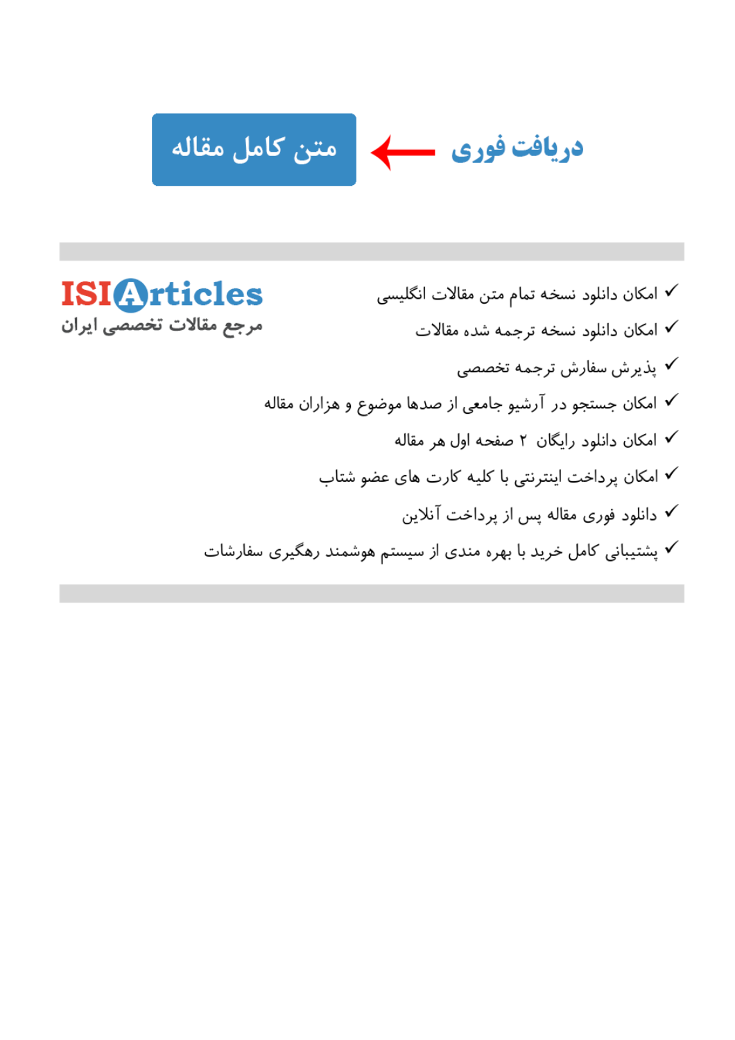دریافت فوری ← **متن کامل مقاله**

**ISIArticles**
مرجع مقالات تخصصی ایران

- ✓ امکان دانلود نسخه تمام متن مقالات انگلیسی
- ✓ امکان دانلود نسخه ترجمه شده مقالات
- ✓ پذیرش سفارش ترجمه تخصصی
- ✓ امکان جستجو در آرشیو جامعی از صدها موضوع و هزاران مقاله
- ✓ امکان دانلود رایگان ۲ صفحه اول هر مقاله
- ✓ امکان پرداخت اینترنتی با کلیه کارت های عضو شتاب
- ✓ دانلود فوری مقاله پس از پرداخت آنلاین
- ✓ پشتیبانی کامل خرید با بهره مندی از سیستم هوشمند رهگیری سفارشات